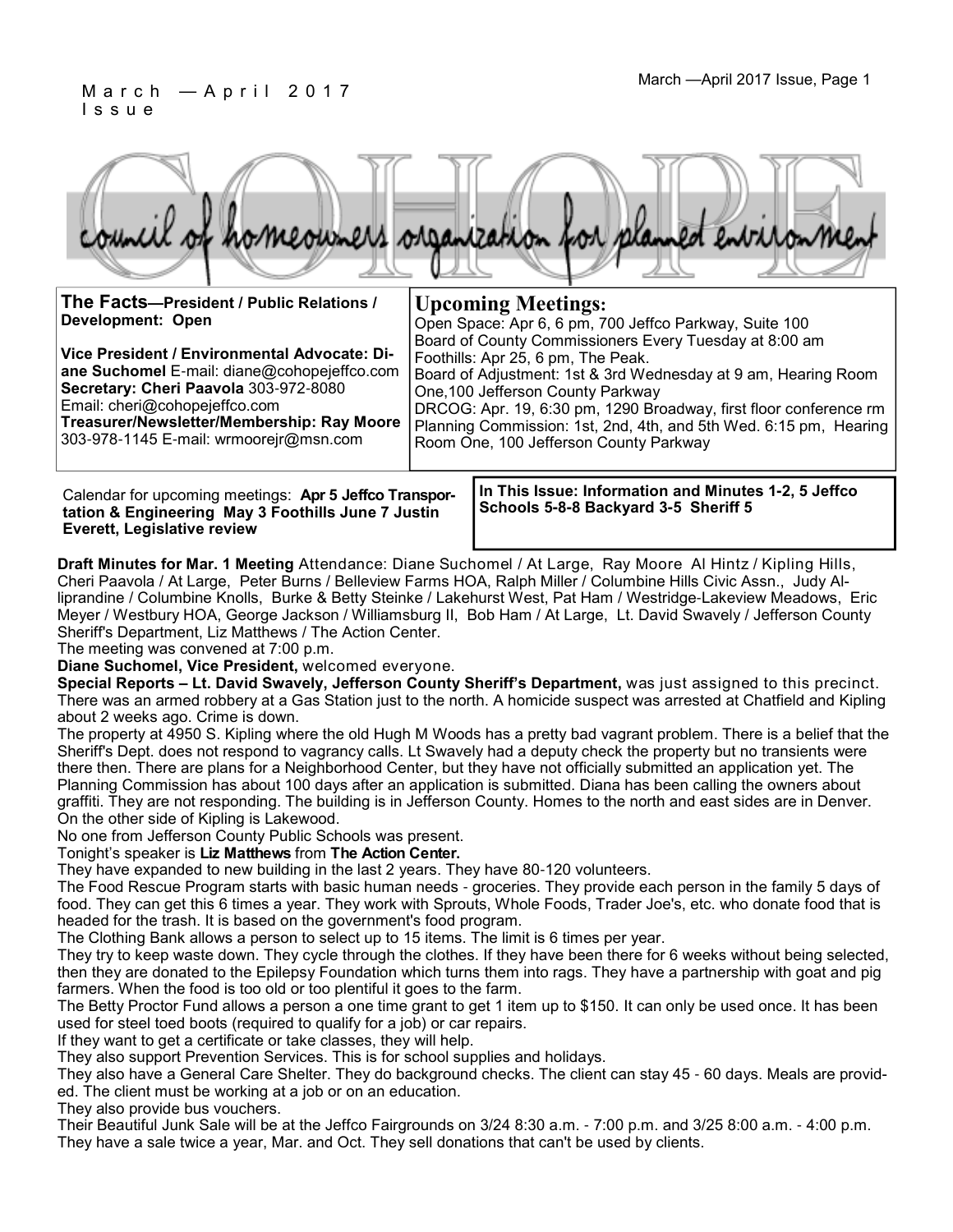March —April 2017 Issue

# COHOPE

council of homeowners organization for planned environment

**The Facts—President / Public Relations / Development: Open**

**Vice President / Environmental Advocate: Diane Suchomel** E-mail: diane@cohopejeffco.com
**Secretary: Cheri Paavola** 303-972-8080
Email: cheri@cohopejeffco.com
**Treasurer/Newsletter/Membership: Ray Moore** 303-978-1145 E-mail: wrmoorejr@msn.com

## Upcoming Meetings:

Open Space: Apr 6, 6 pm, 700 Jeffco Parkway, Suite 100
Board of County Commissioners Every Tuesday at 8:00 am
Foothills: Apr 25, 6 pm, The Peak.
Board of Adjustment: 1st & 3rd Wednesday at 9 am, Hearing Room One,100 Jefferson County Parkway
DRCOG: Apr. 19, 6:30 pm, 1290 Broadway, first floor conference rm
Planning Commission: 1st, 2nd, 4th, and 5th Wed. 6:15 pm, Hearing Room One, 100 Jefferson County Parkway

Calendar for upcoming meetings: **Apr 5 Jeffco Transportation & Engineering May 3 Foothills June 7 Justin Everett, Legislative review**

**In This Issue: Information and Minutes 1-2, 5 Jeffco Schools 5-8-8 Backyard 3-5 Sheriff 5**

**Draft Minutes for Mar. 1 Meeting** Attendance: Diane Suchomel / At Large, Ray Moore Al Hintz / Kipling Hills, Cheri Paavola / At Large, Peter Burns / Belleview Farms HOA, Ralph Miller / Columbine Hills Civic Assn., Judy Alliprandine / Columbine Knolls, Burke & Betty Steinke / Lakehurst West, Pat Ham / Westridge-Lakeview Meadows, Eric Meyer / Westbury HOA, George Jackson / Williamsburg II, Bob Ham / At Large, Lt. David Swavely / Jefferson County Sheriff's Department, Liz Matthews / The Action Center.

The meeting was convened at 7:00 p.m.

**Diane Suchomel, Vice President,** welcomed everyone.

**Special Reports – Lt. David Swavely, Jefferson County Sheriff's Department,** was just assigned to this precinct. There was an armed robbery at a Gas Station just to the north. A homicide suspect was arrested at Chatfield and Kipling about 2 weeks ago. Crime is down.

The property at 4950 S. Kipling where the old Hugh M Woods has a pretty bad vagrant problem. There is a belief that the Sheriff's Dept. does not respond to vagrancy calls. Lt Swavely had a deputy check the property but no transients were there then. There are plans for a Neighborhood Center, but they have not officially submitted an application yet. The Planning Commission has about 100 days after an application is submitted. Diana has been calling the owners about graffiti. They are not responding. The building is in Jefferson County. Homes to the north and east sides are in Denver. On the other side of Kipling is Lakewood.

No one from Jefferson County Public Schools was present.

Tonight's speaker is **Liz Matthews** from **The Action Center.**

They have expanded to new building in the last 2 years. They have 80-120 volunteers.

The Food Rescue Program starts with basic human needs - groceries. They provide each person in the family 5 days of food. They can get this 6 times a year. They work with Sprouts, Whole Foods, Trader Joe's, etc. who donate food that is headed for the trash. It is based on the government's food program.

The Clothing Bank allows a person to select up to 15 items. The limit is 6 times per year.

They try to keep waste down. They cycle through the clothes. If they have been there for 6 weeks without being selected, then they are donated to the Epilepsy Foundation which turns them into rags. They have a partnership with goat and pig farmers. When the food is too old or too plentiful it goes to the farm.

The Betty Proctor Fund allows a person a one time grant to get 1 item up to $150. It can only be used once. It has been used for steel toed boots (required to qualify for a job) or car repairs.

If they want to get a certificate or take classes, they will help.

They also support Prevention Services. This is for school supplies and holidays.

They also have a General Care Shelter. They do background checks. The client can stay 45 - 60 days. Meals are provided. The client must be working at a job or on an education.

They also provide bus vouchers.

Their Beautiful Junk Sale will be at the Jeffco Fairgrounds on 3/24 8:30 a.m. - 7:00 p.m. and 3/25 8:00 a.m. - 4:00 p.m. They have a sale twice a year, Mar. and Oct. They sell donations that can't be used by clients.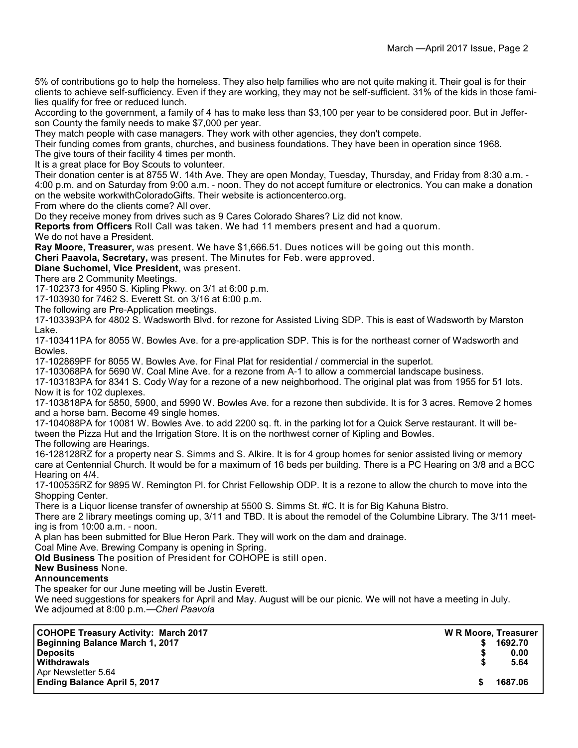5% of contributions go to help the homeless. They also help families who are not quite making it. Their goal is for their clients to achieve self-sufficiency. Even if they are working, they may not be self-sufficient. 31% of the kids in those families qualify for free or reduced lunch.

According to the government, a family of 4 has to make less than $3,100 per year to be considered poor. But in Jefferson County the family needs to make $7,000 per year.

They match people with case managers. They work with other agencies, they don't compete.

Their funding comes from grants, churches, and business foundations. They have been in operation since 1968.

The give tours of their facility 4 times per month.

It is a great place for Boy Scouts to volunteer.

Their donation center is at 8755 W. 14th Ave. They are open Monday, Tuesday, Thursday, and Friday from 8:30 a.m. - 4:00 p.m. and on Saturday from 9:00 a.m. - noon. They do not accept furniture or electronics. You can make a donation on the website workwithColoradoGifts. Their website is actioncenterco.org.

From where do the clients come? All over.

Do they receive money from drives such as 9 Cares Colorado Shares? Liz did not know.

**Reports from Officers** Roll Call was taken. We had 11 members present and had a quorum.

We do not have a President.

**Ray Moore, Treasurer,** was present. We have $1,666.51. Dues notices will be going out this month.

**Cheri Paavola, Secretary,** was present. The Minutes for Feb. were approved.

**Diane Suchomel, Vice President,** was present.

There are 2 Community Meetings.

17-102373 for 4950 S. Kipling Pkwy. on 3/1 at 6:00 p.m.

17-103930 for 7462 S. Everett St. on 3/16 at 6:00 p.m.

The following are Pre-Application meetings.

17-103393PA for 4802 S. Wadsworth Blvd. for rezone for Assisted Living SDP. This is east of Wadsworth by Marston Lake.

17-103411PA for 8055 W. Bowles Ave. for a pre-application SDP. This is for the northeast corner of Wadsworth and Bowles.

17-102869PF for 8055 W. Bowles Ave. for Final Plat for residential / commercial in the superlot.

17-103068PA for 5690 W. Coal Mine Ave. for a rezone from A-1 to allow a commercial landscape business.

17-103183PA for 8341 S. Cody Way for a rezone of a new neighborhood. The original plat was from 1955 for 51 lots. Now it is for 102 duplexes.

17-103818PA for 5850, 5900, and 5990 W. Bowles Ave. for a rezone then subdivide. It is for 3 acres. Remove 2 homes and a horse barn. Become 49 single homes.

17-104088PA for 10081 W. Bowles Ave. to add 2200 sq. ft. in the parking lot for a Quick Serve restaurant. It will be between the Pizza Hut and the Irrigation Store. It is on the northwest corner of Kipling and Bowles.

The following are Hearings.

16-128128RZ for a property near S. Simms and S. Alkire. It is for 4 group homes for senior assisted living or memory care at Centennial Church. It would be for a maximum of 16 beds per building. There is a PC Hearing on 3/8 and a BCC Hearing on 4/4.

17-100535RZ for 9895 W. Remington Pl. for Christ Fellowship ODP. It is a rezone to allow the church to move into the Shopping Center.

There is a Liquor license transfer of ownership at 5500 S. Simms St. #C. It is for Big Kahuna Bistro.

There are 2 library meetings coming up, 3/11 and TBD. It is about the remodel of the Columbine Library. The 3/11 meeting is from 10:00 a.m. - noon.

A plan has been submitted for Blue Heron Park. They will work on the dam and drainage.

Coal Mine Ave. Brewing Company is opening in Spring.

**Old Business** The position of President for COHOPE is still open.

**New Business** None.

**Announcements**

The speaker for our June meeting will be Justin Everett.

We need suggestions for speakers for April and May. August will be our picnic. We will not have a meeting in July.

We adjourned at 8:00 p.m.—*Cheri Paavola*

| **COHOPE Treasury Activity: March 2017** | **W R Moore, Treasurer** |
|---|---|
| **Beginning Balance March 1, 2017** | **$ 1692.70** |
| **Deposits** | **$ 0.00** |
| **Withdrawals** | **$ 5.64** |
| Apr Newsletter 5.64 | |
| **Ending Balance April 5, 2017** | **$ 1687.06** |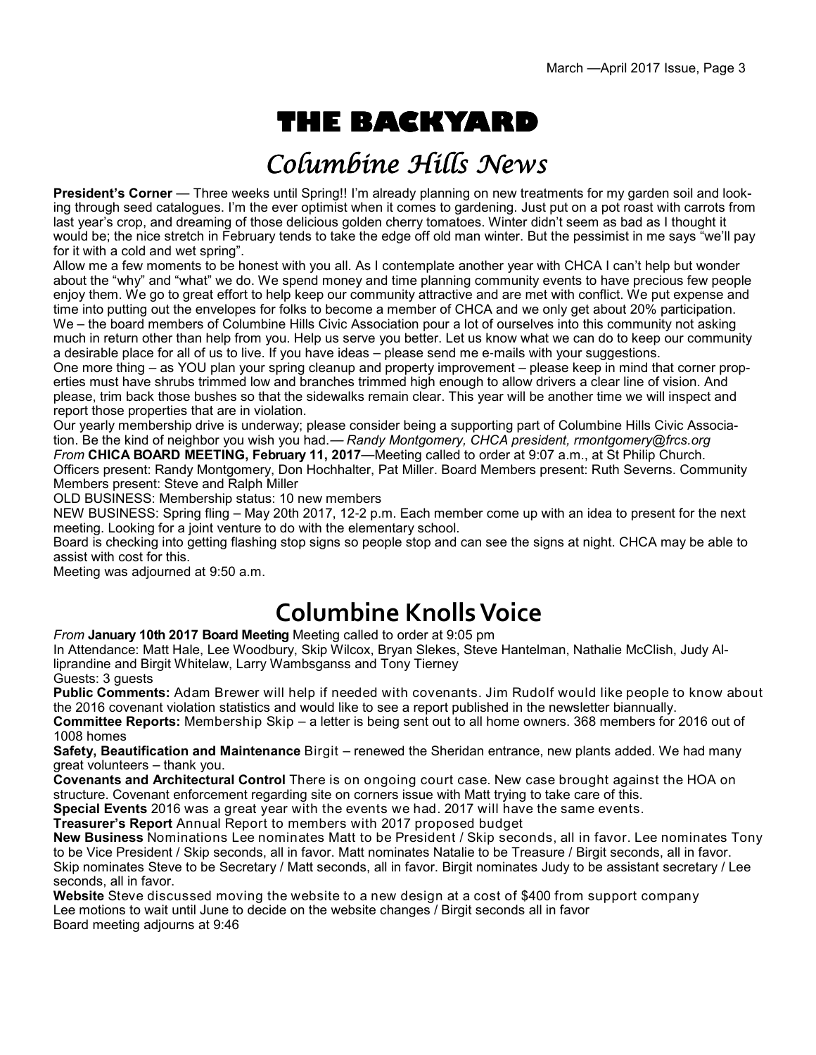# THE BACKYARD

## Columbine Hills News

**President's Corner** — Three weeks until Spring!! I'm already planning on new treatments for my garden soil and looking through seed catalogues. I'm the ever optimist when it comes to gardening. Just put on a pot roast with carrots from last year's crop, and dreaming of those delicious golden cherry tomatoes. Winter didn't seem as bad as I thought it would be; the nice stretch in February tends to take the edge off old man winter. But the pessimist in me says "we'll pay for it with a cold and wet spring".

Allow me a few moments to be honest with you all. As I contemplate another year with CHCA I can't help but wonder about the "why" and "what" we do. We spend money and time planning community events to have precious few people enjoy them. We go to great effort to help keep our community attractive and are met with conflict. We put expense and time into putting out the envelopes for folks to become a member of CHCA and we only get about 20% participation. We – the board members of Columbine Hills Civic Association pour a lot of ourselves into this community not asking much in return other than help from you. Help us serve you better. Let us know what we can do to keep our community a desirable place for all of us to live. If you have ideas – please send me e-mails with your suggestions.

One more thing – as YOU plan your spring cleanup and property improvement – please keep in mind that corner properties must have shrubs trimmed low and branches trimmed high enough to allow drivers a clear line of vision. And please, trim back those bushes so that the sidewalks remain clear. This year will be another time we will inspect and report those properties that are in violation.

Our yearly membership drive is underway; please consider being a supporting part of Columbine Hills Civic Association. Be the kind of neighbor you wish you had.— *Randy Montgomery, CHCA president, rmontgomery@frcs.org*

*From* **CHICA BOARD MEETING, February 11, 2017**—Meeting called to order at 9:07 a.m., at St Philip Church.

Officers present: Randy Montgomery, Don Hochhalter, Pat Miller. Board Members present: Ruth Severns. Community Members present: Steve and Ralph Miller

OLD BUSINESS: Membership status: 10 new members

NEW BUSINESS: Spring fling – May 20th 2017, 12-2 p.m. Each member come up with an idea to present for the next meeting. Looking for a joint venture to do with the elementary school.

Board is checking into getting flashing stop signs so people stop and can see the signs at night. CHCA may be able to assist with cost for this.

Meeting was adjourned at 9:50 a.m.

## Columbine Knolls Voice

*From* **January 10th 2017 Board Meeting** Meeting called to order at 9:05 pm

In Attendance: Matt Hale, Lee Woodbury, Skip Wilcox, Bryan Slekes, Steve Hantelman, Nathalie McClish, Judy Alliprandine and Birgit Whitelaw, Larry Wambsganss and Tony Tierney

Guests: 3 guests

**Public Comments:** Adam Brewer will help if needed with covenants. Jim Rudolf would like people to know about the 2016 covenant violation statistics and would like to see a report published in the newsletter biannually.

**Committee Reports:** Membership Skip – a letter is being sent out to all home owners. 368 members for 2016 out of 1008 homes

**Safety, Beautification and Maintenance** Birgit – renewed the Sheridan entrance, new plants added. We had many great volunteers – thank you.

**Covenants and Architectural Control** There is on ongoing court case. New case brought against the HOA on structure. Covenant enforcement regarding site on corners issue with Matt trying to take care of this.

**Special Events** 2016 was a great year with the events we had. 2017 will have the same events.

**Treasurer's Report** Annual Report to members with 2017 proposed budget

**New Business** Nominations Lee nominates Matt to be President / Skip seconds, all in favor. Lee nominates Tony to be Vice President / Skip seconds, all in favor. Matt nominates Natalie to be Treasure / Birgit seconds, all in favor. Skip nominates Steve to be Secretary / Matt seconds, all in favor. Birgit nominates Judy to be assistant secretary / Lee seconds, all in favor.

**Website** Steve discussed moving the website to a new design at a cost of $400 from support company

Lee motions to wait until June to decide on the website changes / Birgit seconds all in favor

Board meeting adjourns at 9:46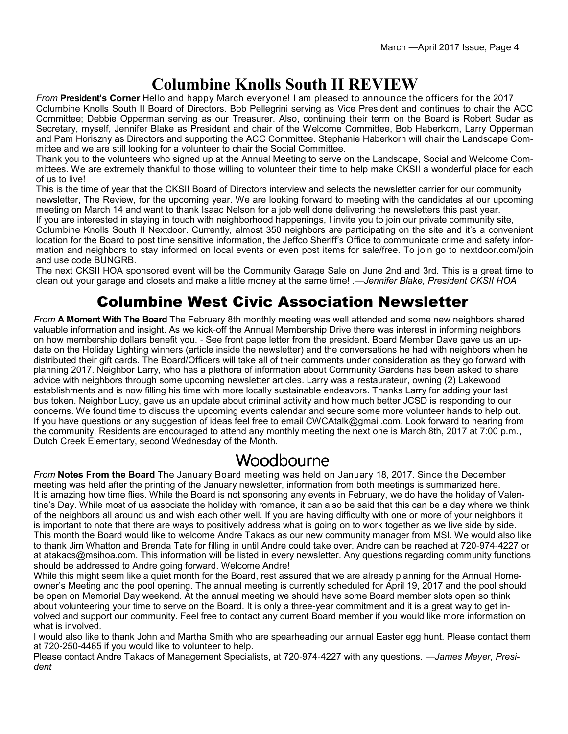# Columbine Knolls South II REVIEW

*From* **President's Corner** Hello and happy March everyone! I am pleased to announce the officers for the 2017 Columbine Knolls South II Board of Directors. Bob Pellegrini serving as Vice President and continues to chair the ACC Committee; Debbie Opperman serving as our Treasurer. Also, continuing their term on the Board is Robert Sudar as Secretary, myself, Jennifer Blake as President and chair of the Welcome Committee, Bob Haberkorn, Larry Opperman and Pam Horiszny as Directors and supporting the ACC Committee. Stephanie Haberkorn will chair the Landscape Committee and we are still looking for a volunteer to chair the Social Committee.

Thank you to the volunteers who signed up at the Annual Meeting to serve on the Landscape, Social and Welcome Committees. We are extremely thankful to those willing to volunteer their time to help make CKSII a wonderful place for each of us to live!

This is the time of year that the CKSII Board of Directors interview and selects the newsletter carrier for our community newsletter, The Review, for the upcoming year. We are looking forward to meeting with the candidates at our upcoming meeting on March 14 and want to thank Isaac Nelson for a job well done delivering the newsletters this past year.

If you are interested in staying in touch with neighborhood happenings, I invite you to join our private community site, Columbine Knolls South II Nextdoor. Currently, almost 350 neighbors are participating on the site and it's a convenient location for the Board to post time sensitive information, the Jeffco Sheriff's Office to communicate crime and safety information and neighbors to stay informed on local events or even post items for sale/free. To join go to nextdoor.com/join and use code BUNGRB.

The next CKSII HOA sponsored event will be the Community Garage Sale on June 2nd and 3rd. This is a great time to clean out your garage and closets and make a little money at the same time! .—*Jennifer Blake, President CKSII HOA*

# Columbine West Civic Association Newsletter

*From* **A Moment With The Board** The February 8th monthly meeting was well attended and some new neighbors shared valuable information and insight. As we kick-off the Annual Membership Drive there was interest in informing neighbors on how membership dollars benefit you. - See front page letter from the president. Board Member Dave gave us an update on the Holiday Lighting winners (article inside the newsletter) and the conversations he had with neighbors when he distributed their gift cards. The Board/Officers will take all of their comments under consideration as they go forward with planning 2017. Neighbor Larry, who has a plethora of information about Community Gardens has been asked to share advice with neighbors through some upcoming newsletter articles. Larry was a restaurateur, owning (2) Lakewood establishments and is now filling his time with more locally sustainable endeavors. Thanks Larry for adding your last bus token. Neighbor Lucy, gave us an update about criminal activity and how much better JCSD is responding to our concerns. We found time to discuss the upcoming events calendar and secure some more volunteer hands to help out. If you have questions or any suggestion of ideas feel free to email CWCAtalk@gmail.com. Look forward to hearing from the community. Residents are encouraged to attend any monthly meeting the next one is March 8th, 2017 at 7:00 p.m., Dutch Creek Elementary, second Wednesday of the Month.

# Woodbourne

*From* **Notes From the Board** The January Board meeting was held on January 18, 2017. Since the December meeting was held after the printing of the January newsletter, information from both meetings is summarized here.

It is amazing how time flies. While the Board is not sponsoring any events in February, we do have the holiday of Valentine's Day. While most of us associate the holiday with romance, it can also be said that this can be a day where we think of the neighbors all around us and wish each other well. If you are having difficulty with one or more of your neighbors it is important to note that there are ways to positively address what is going on to work together as we live side by side. This month the Board would like to welcome Andre Takacs as our new community manager from MSI. We would also like to thank Jim Whatton and Brenda Tate for filling in until Andre could take over. Andre can be reached at 720-974-4227 or at atakacs@msihoa.com. This information will be listed in every newsletter. Any questions regarding community functions should be addressed to Andre going forward. Welcome Andre!

While this might seem like a quiet month for the Board, rest assured that we are already planning for the Annual Homeowner's Meeting and the pool opening. The annual meeting is currently scheduled for April 19, 2017 and the pool should be open on Memorial Day weekend. At the annual meeting we should have some Board member slots open so think about volunteering your time to serve on the Board. It is only a three-year commitment and it is a great way to get involved and support our community. Feel free to contact any current Board member if you would like more information on what is involved.

I would also like to thank John and Martha Smith who are spearheading our annual Easter egg hunt. Please contact them at 720-250-4465 if you would like to volunteer to help.

Please contact Andre Takacs of Management Specialists, at 720-974-4227 with any questions. —*James Meyer, President*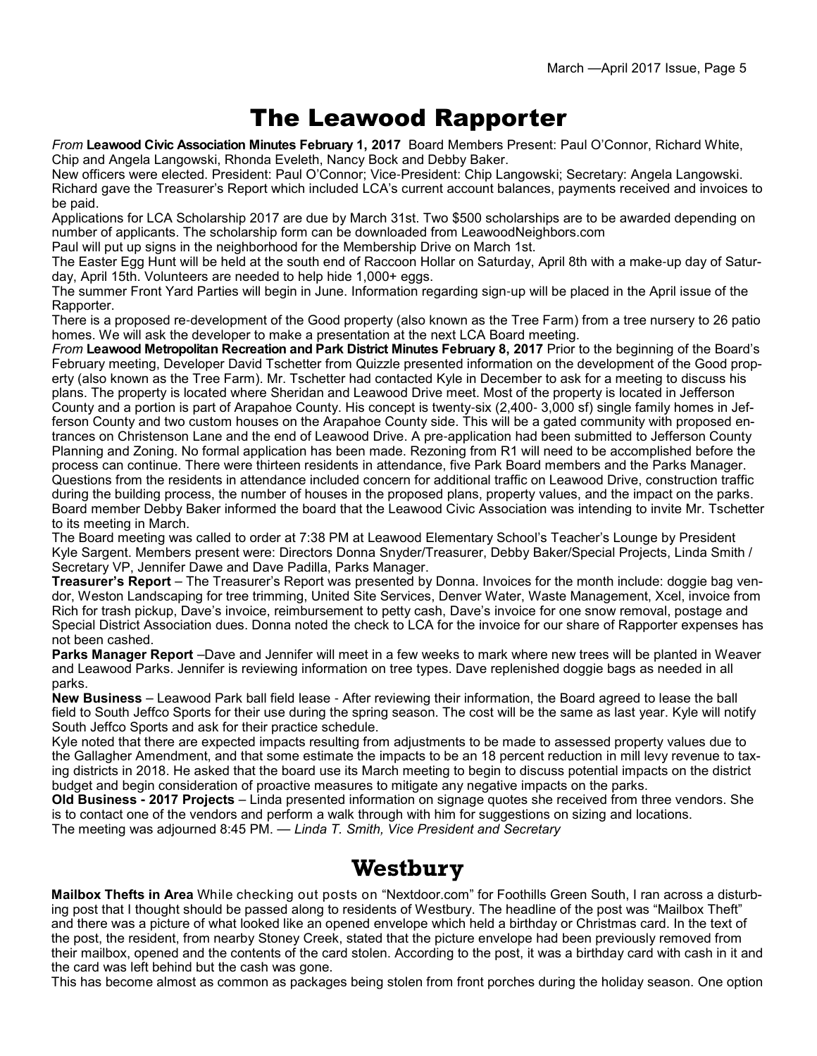# The Leawood Rapporter

*From* **Leawood Civic Association Minutes February 1, 2017** Board Members Present: Paul O'Connor, Richard White, Chip and Angela Langowski, Rhonda Eveleth, Nancy Bock and Debby Baker.

New officers were elected. President: Paul O'Connor; Vice-President: Chip Langowski; Secretary: Angela Langowski.

Richard gave the Treasurer's Report which included LCA's current account balances, payments received and invoices to be paid.

Applications for LCA Scholarship 2017 are due by March 31st. Two $500 scholarships are to be awarded depending on number of applicants. The scholarship form can be downloaded from LeawoodNeighbors.com

Paul will put up signs in the neighborhood for the Membership Drive on March 1st.

The Easter Egg Hunt will be held at the south end of Raccoon Hollar on Saturday, April 8th with a make-up day of Saturday, April 15th. Volunteers are needed to help hide 1,000+ eggs.

The summer Front Yard Parties will begin in June. Information regarding sign-up will be placed in the April issue of the Rapporter.

There is a proposed re-development of the Good property (also known as the Tree Farm) from a tree nursery to 26 patio homes. We will ask the developer to make a presentation at the next LCA Board meeting.

*From* **Leawood Metropolitan Recreation and Park District Minutes February 8, 2017** Prior to the beginning of the Board's February meeting, Developer David Tschetter from Quizzle presented information on the development of the Good property (also known as the Tree Farm). Mr. Tschetter had contacted Kyle in December to ask for a meeting to discuss his plans. The property is located where Sheridan and Leawood Drive meet. Most of the property is located in Jefferson County and a portion is part of Arapahoe County. His concept is twenty-six (2,400- 3,000 sf) single family homes in Jefferson County and two custom houses on the Arapahoe County side. This will be a gated community with proposed entrances on Christenson Lane and the end of Leawood Drive. A pre-application had been submitted to Jefferson County Planning and Zoning. No formal application has been made. Rezoning from R1 will need to be accomplished before the process can continue. There were thirteen residents in attendance, five Park Board members and the Parks Manager. Questions from the residents in attendance included concern for additional traffic on Leawood Drive, construction traffic during the building process, the number of houses in the proposed plans, property values, and the impact on the parks. Board member Debby Baker informed the board that the Leawood Civic Association was intending to invite Mr. Tschetter to its meeting in March.

The Board meeting was called to order at 7:38 PM at Leawood Elementary School's Teacher's Lounge by President Kyle Sargent. Members present were: Directors Donna Snyder/Treasurer, Debby Baker/Special Projects, Linda Smith / Secretary VP, Jennifer Dawe and Dave Padilla, Parks Manager.

**Treasurer's Report** – The Treasurer's Report was presented by Donna. Invoices for the month include: doggie bag vendor, Weston Landscaping for tree trimming, United Site Services, Denver Water, Waste Management, Xcel, invoice from Rich for trash pickup, Dave's invoice, reimbursement to petty cash, Dave's invoice for one snow removal, postage and Special District Association dues. Donna noted the check to LCA for the invoice for our share of Rapporter expenses has not been cashed.

**Parks Manager Report** –Dave and Jennifer will meet in a few weeks to mark where new trees will be planted in Weaver and Leawood Parks. Jennifer is reviewing information on tree types. Dave replenished doggie bags as needed in all parks.

**New Business** – Leawood Park ball field lease - After reviewing their information, the Board agreed to lease the ball field to South Jeffco Sports for their use during the spring season. The cost will be the same as last year. Kyle will notify South Jeffco Sports and ask for their practice schedule.

Kyle noted that there are expected impacts resulting from adjustments to be made to assessed property values due to the Gallagher Amendment, and that some estimate the impacts to be an 18 percent reduction in mill levy revenue to taxing districts in 2018. He asked that the board use its March meeting to begin to discuss potential impacts on the district budget and begin consideration of proactive measures to mitigate any negative impacts on the parks.

**Old Business - 2017 Projects** – Linda presented information on signage quotes she received from three vendors. She is to contact one of the vendors and perform a walk through with him for suggestions on sizing and locations.

The meeting was adjourned 8:45 PM. — *Linda T. Smith, Vice President and Secretary*

# Westbury

**Mailbox Thefts in Area** While checking out posts on "Nextdoor.com" for Foothills Green South, I ran across a disturbing post that I thought should be passed along to residents of Westbury. The headline of the post was "Mailbox Theft" and there was a picture of what looked like an opened envelope which held a birthday or Christmas card. In the text of the post, the resident, from nearby Stoney Creek, stated that the picture envelope had been previously removed from their mailbox, opened and the contents of the card stolen. According to the post, it was a birthday card with cash in it and the card was left behind but the cash was gone.

This has become almost as common as packages being stolen from front porches during the holiday season. One option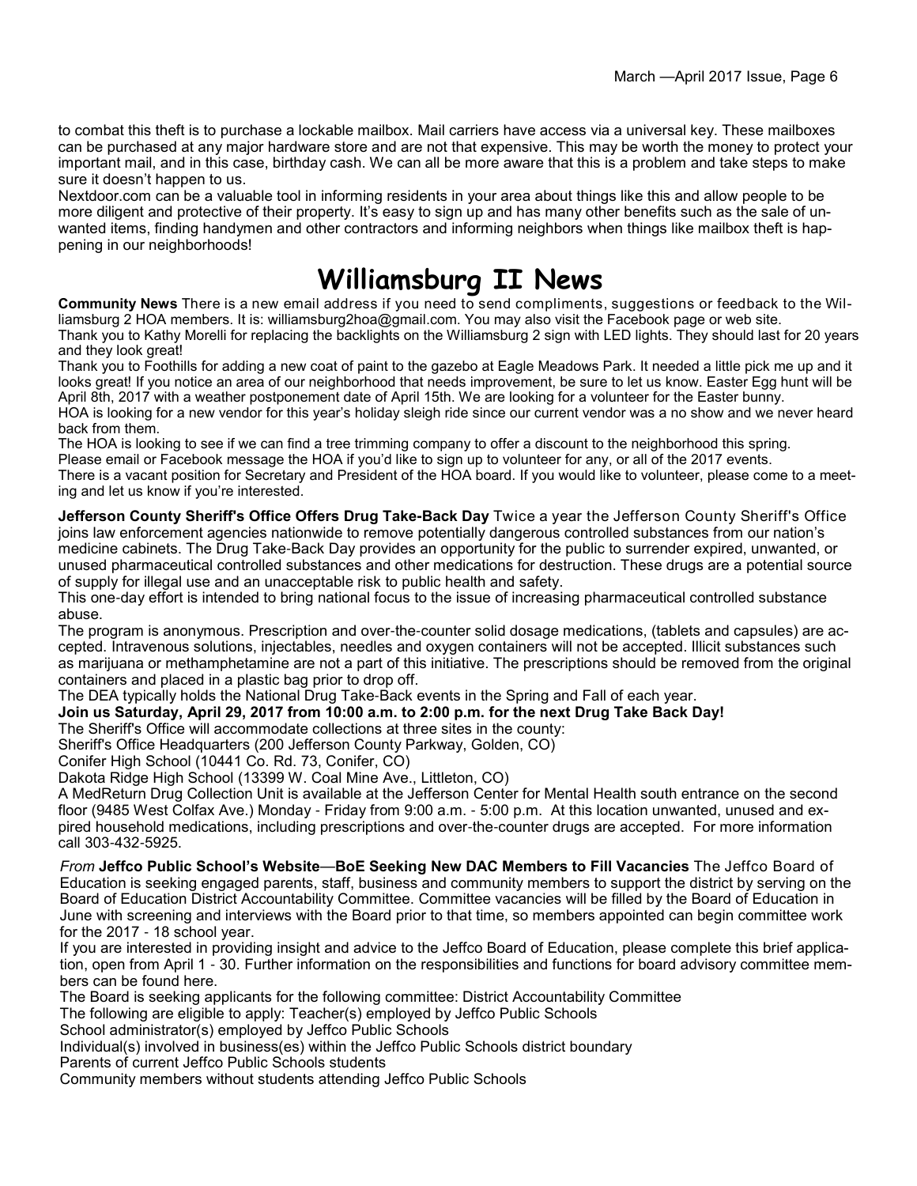to combat this theft is to purchase a lockable mailbox. Mail carriers have access via a universal key. These mailboxes can be purchased at any major hardware store and are not that expensive. This may be worth the money to protect your important mail, and in this case, birthday cash. We can all be more aware that this is a problem and take steps to make sure it doesn't happen to us.

Nextdoor.com can be a valuable tool in informing residents in your area about things like this and allow people to be more diligent and protective of their property. It's easy to sign up and has many other benefits such as the sale of unwanted items, finding handymen and other contractors and informing neighbors when things like mailbox theft is happening in our neighborhoods!

# Williamsburg II News

**Community News** There is a new email address if you need to send compliments, suggestions or feedback to the Williamsburg 2 HOA members. It is: williamsburg2hoa@gmail.com. You may also visit the Facebook page or web site.

Thank you to Kathy Morelli for replacing the backlights on the Williamsburg 2 sign with LED lights. They should last for 20 years and they look great!

Thank you to Foothills for adding a new coat of paint to the gazebo at Eagle Meadows Park. It needed a little pick me up and it looks great! If you notice an area of our neighborhood that needs improvement, be sure to let us know. Easter Egg hunt will be April 8th, 2017 with a weather postponement date of April 15th. We are looking for a volunteer for the Easter bunny.

HOA is looking for a new vendor for this year's holiday sleigh ride since our current vendor was a no show and we never heard back from them.

The HOA is looking to see if we can find a tree trimming company to offer a discount to the neighborhood this spring.

Please email or Facebook message the HOA if you'd like to sign up to volunteer for any, or all of the 2017 events.

There is a vacant position for Secretary and President of the HOA board. If you would like to volunteer, please come to a meeting and let us know if you're interested.

**Jefferson County Sheriff's Office Offers Drug Take-Back Day** Twice a year the Jefferson County Sheriff's Office joins law enforcement agencies nationwide to remove potentially dangerous controlled substances from our nation's medicine cabinets. The Drug Take-Back Day provides an opportunity for the public to surrender expired, unwanted, or unused pharmaceutical controlled substances and other medications for destruction. These drugs are a potential source of supply for illegal use and an unacceptable risk to public health and safety.

This one-day effort is intended to bring national focus to the issue of increasing pharmaceutical controlled substance abuse.

The program is anonymous. Prescription and over-the-counter solid dosage medications, (tablets and capsules) are accepted. Intravenous solutions, injectables, needles and oxygen containers will not be accepted. Illicit substances such as marijuana or methamphetamine are not a part of this initiative. The prescriptions should be removed from the original containers and placed in a plastic bag prior to drop off.

The DEA typically holds the National Drug Take-Back events in the Spring and Fall of each year.

**Join us Saturday, April 29, 2017 from 10:00 a.m. to 2:00 p.m. for the next Drug Take Back Day!**

The Sheriff's Office will accommodate collections at three sites in the county:

Sheriff's Office Headquarters (200 Jefferson County Parkway, Golden, CO)

Conifer High School (10441 Co. Rd. 73, Conifer, CO)

Dakota Ridge High School (13399 W. Coal Mine Ave., Littleton, CO)

A MedReturn Drug Collection Unit is available at the Jefferson Center for Mental Health south entrance on the second floor (9485 West Colfax Ave.) Monday - Friday from 9:00 a.m. - 5:00 p.m. At this location unwanted, unused and expired household medications, including prescriptions and over-the-counter drugs are accepted. For more information call 303-432-5925.

*From* **Jeffco Public School's Website—BoE Seeking New DAC Members to Fill Vacancies** The Jeffco Board of Education is seeking engaged parents, staff, business and community members to support the district by serving on the Board of Education District Accountability Committee. Committee vacancies will be filled by the Board of Education in June with screening and interviews with the Board prior to that time, so members appointed can begin committee work for the 2017 - 18 school year.

If you are interested in providing insight and advice to the Jeffco Board of Education, please complete this brief application, open from April 1 - 30. Further information on the responsibilities and functions for board advisory committee members can be found here.

The Board is seeking applicants for the following committee: District Accountability Committee

The following are eligible to apply: Teacher(s) employed by Jeffco Public Schools

School administrator(s) employed by Jeffco Public Schools

Individual(s) involved in business(es) within the Jeffco Public Schools district boundary

Parents of current Jeffco Public Schools students

Community members without students attending Jeffco Public Schools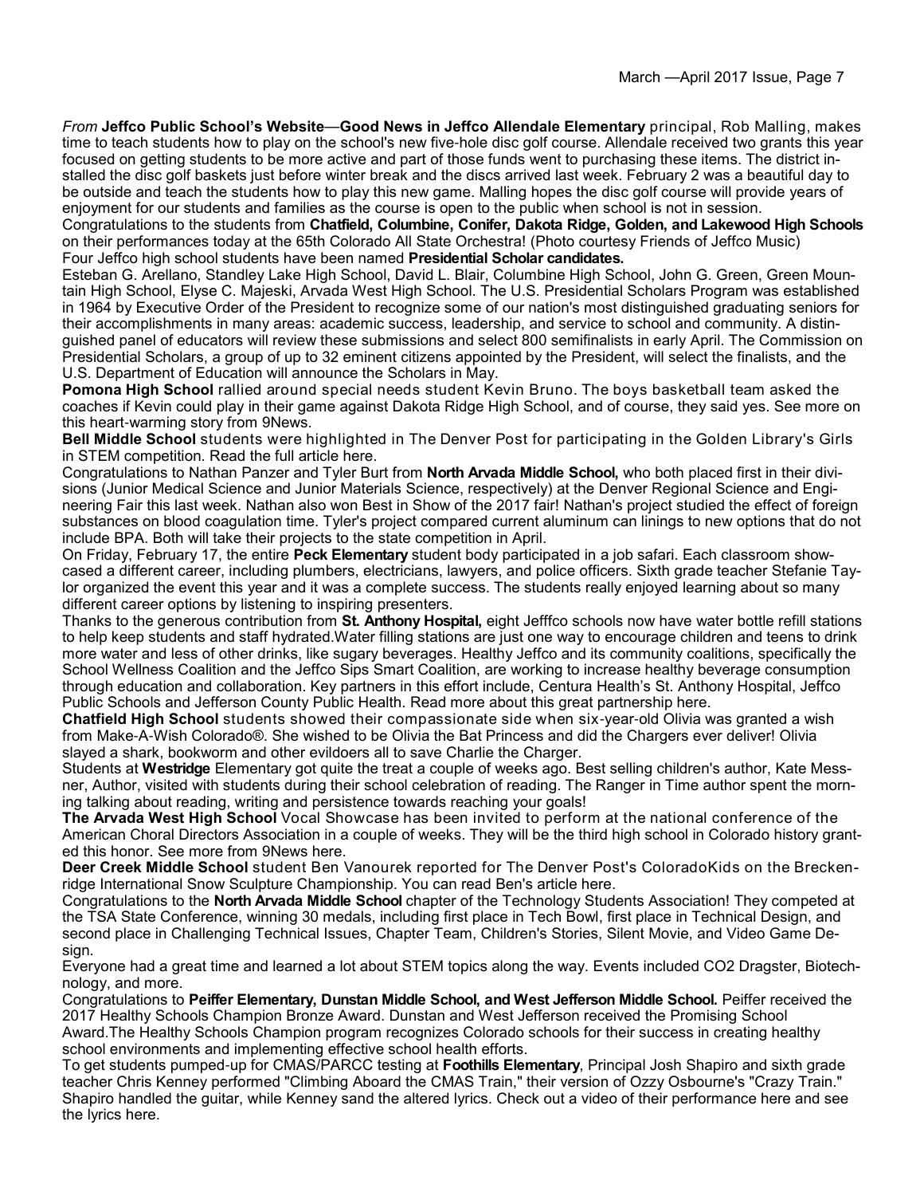*From* **Jeffco Public School's Website**—**Good News in Jeffco Allendale Elementary** principal, Rob Malling, makes time to teach students how to play on the school's new five-hole disc golf course. Allendale received two grants this year focused on getting students to be more active and part of those funds went to purchasing these items. The district installed the disc golf baskets just before winter break and the discs arrived last week. February 2 was a beautiful day to be outside and teach the students how to play this new game. Malling hopes the disc golf course will provide years of enjoyment for our students and families as the course is open to the public when school is not in session.

Congratulations to the students from **Chatfield, Columbine, Conifer, Dakota Ridge, Golden, and Lakewood High Schools** on their performances today at the 65th Colorado All State Orchestra! (Photo courtesy Friends of Jeffco Music)

Four Jeffco high school students have been named **Presidential Scholar candidates.**

Esteban G. Arellano, Standley Lake High School, David L. Blair, Columbine High School, John G. Green, Green Mountain High School, Elyse C. Majeski, Arvada West High School. The U.S. Presidential Scholars Program was established in 1964 by Executive Order of the President to recognize some of our nation's most distinguished graduating seniors for their accomplishments in many areas: academic success, leadership, and service to school and community. A distinguished panel of educators will review these submissions and select 800 semifinalists in early April. The Commission on Presidential Scholars, a group of up to 32 eminent citizens appointed by the President, will select the finalists, and the U.S. Department of Education will announce the Scholars in May.

**Pomona High School** rallied around special needs student Kevin Bruno. The boys basketball team asked the coaches if Kevin could play in their game against Dakota Ridge High School, and of course, they said yes. See more on this heart-warming story from 9News.

**Bell Middle School** students were highlighted in The Denver Post for participating in the Golden Library's Girls in STEM competition. Read the full article here.

Congratulations to Nathan Panzer and Tyler Burt from **North Arvada Middle School,** who both placed first in their divisions (Junior Medical Science and Junior Materials Science, respectively) at the Denver Regional Science and Engineering Fair this last week. Nathan also won Best in Show of the 2017 fair! Nathan's project studied the effect of foreign substances on blood coagulation time. Tyler's project compared current aluminum can linings to new options that do not include BPA. Both will take their projects to the state competition in April.

On Friday, February 17, the entire **Peck Elementary** student body participated in a job safari. Each classroom showcased a different career, including plumbers, electricians, lawyers, and police officers. Sixth grade teacher Stefanie Taylor organized the event this year and it was a complete success. The students really enjoyed learning about so many different career options by listening to inspiring presenters.

Thanks to the generous contribution from **St. Anthony Hospital,** eight Jefffco schools now have water bottle refill stations to help keep students and staff hydrated.Water filling stations are just one way to encourage children and teens to drink more water and less of other drinks, like sugary beverages. Healthy Jeffco and its community coalitions, specifically the School Wellness Coalition and the Jeffco Sips Smart Coalition, are working to increase healthy beverage consumption through education and collaboration. Key partners in this effort include, Centura Health's St. Anthony Hospital, Jeffco Public Schools and Jefferson County Public Health. Read more about this great partnership here.

**Chatfield High School** students showed their compassionate side when six-year-old Olivia was granted a wish from Make-A-Wish Colorado®. She wished to be Olivia the Bat Princess and did the Chargers ever deliver! Olivia slayed a shark, bookworm and other evildoers all to save Charlie the Charger.

Students at **Westridge** Elementary got quite the treat a couple of weeks ago. Best selling children's author, Kate Messner, Author, visited with students during their school celebration of reading. The Ranger in Time author spent the morning talking about reading, writing and persistence towards reaching your goals!

**The Arvada West High School** Vocal Showcase has been invited to perform at the national conference of the American Choral Directors Association in a couple of weeks. They will be the third high school in Colorado history granted this honor. See more from 9News here.

**Deer Creek Middle School** student Ben Vanourek reported for The Denver Post's ColoradoKids on the Breckenridge International Snow Sculpture Championship. You can read Ben's article here.

Congratulations to the **North Arvada Middle School** chapter of the Technology Students Association! They competed at the TSA State Conference, winning 30 medals, including first place in Tech Bowl, first place in Technical Design, and second place in Challenging Technical Issues, Chapter Team, Children's Stories, Silent Movie, and Video Game Design.

Everyone had a great time and learned a lot about STEM topics along the way. Events included CO2 Dragster, Biotechnology, and more.

Congratulations to **Peiffer Elementary, Dunstan Middle School, and West Jefferson Middle School.** Peiffer received the 2017 Healthy Schools Champion Bronze Award. Dunstan and West Jefferson received the Promising School Award.The Healthy Schools Champion program recognizes Colorado schools for their success in creating healthy school environments and implementing effective school health efforts.

To get students pumped-up for CMAS/PARCC testing at **Foothills Elementary**, Principal Josh Shapiro and sixth grade teacher Chris Kenney performed "Climbing Aboard the CMAS Train," their version of Ozzy Osbourne's "Crazy Train." Shapiro handled the guitar, while Kenney sand the altered lyrics. Check out a video of their performance here and see the lyrics here.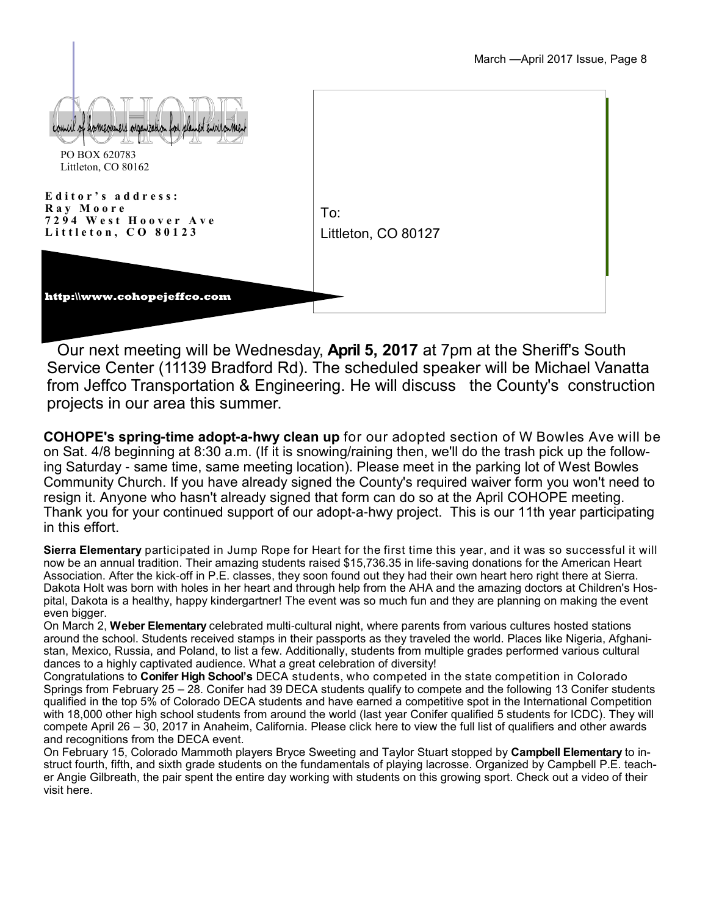COHOPE

council of homeowners organization for planned environment

PO BOX 620783
Littleton, CO 80162

**Editor's address:**
**Ray Moore**
**7294 West Hoover Ave**
**Littleton, CO 80123**

**http:\\www.cohopejeffco.com**

To:
Littleton, CO 80127

Our next meeting will be Wednesday, **April 5, 2017** at 7pm at the Sheriff's South Service Center (11139 Bradford Rd). The scheduled speaker will be Michael Vanatta from Jeffco Transportation & Engineering. He will discuss the County's construction projects in our area this summer.

**COHOPE's spring-time adopt-a-hwy clean up** for our adopted section of W Bowles Ave will be on Sat. 4/8 beginning at 8:30 a.m. (If it is snowing/raining then, we'll do the trash pick up the following Saturday - same time, same meeting location). Please meet in the parking lot of West Bowles Community Church. If you have already signed the County's required waiver form you won't need to resign it. Anyone who hasn't already signed that form can do so at the April COHOPE meeting. Thank you for your continued support of our adopt-a-hwy project. This is our 11th year participating in this effort.

**Sierra Elementary** participated in Jump Rope for Heart for the first time this year, and it was so successful it will now be an annual tradition. Their amazing students raised $15,736.35 in life-saving donations for the American Heart Association. After the kick-off in P.E. classes, they soon found out they had their own heart hero right there at Sierra. Dakota Holt was born with holes in her heart and through help from the AHA and the amazing doctors at Children's Hospital, Dakota is a healthy, happy kindergartner! The event was so much fun and they are planning on making the event even bigger.

On March 2, **Weber Elementary** celebrated multi-cultural night, where parents from various cultures hosted stations around the school. Students received stamps in their passports as they traveled the world. Places like Nigeria, Afghanistan, Mexico, Russia, and Poland, to list a few. Additionally, students from multiple grades performed various cultural dances to a highly captivated audience. What a great celebration of diversity!

Congratulations to **Conifer High School's** DECA students, who competed in the state competition in Colorado Springs from February 25 – 28. Conifer had 39 DECA students qualify to compete and the following 13 Conifer students qualified in the top 5% of Colorado DECA students and have earned a competitive spot in the International Competition with 18,000 other high school students from around the world (last year Conifer qualified 5 students for ICDC). They will compete April 26 – 30, 2017 in Anaheim, California. Please click here to view the full list of qualifiers and other awards and recognitions from the DECA event.

On February 15, Colorado Mammoth players Bryce Sweeting and Taylor Stuart stopped by **Campbell Elementary** to instruct fourth, fifth, and sixth grade students on the fundamentals of playing lacrosse. Organized by Campbell P.E. teacher Angie Gilbreath, the pair spent the entire day working with students on this growing sport. Check out a video of their visit here.